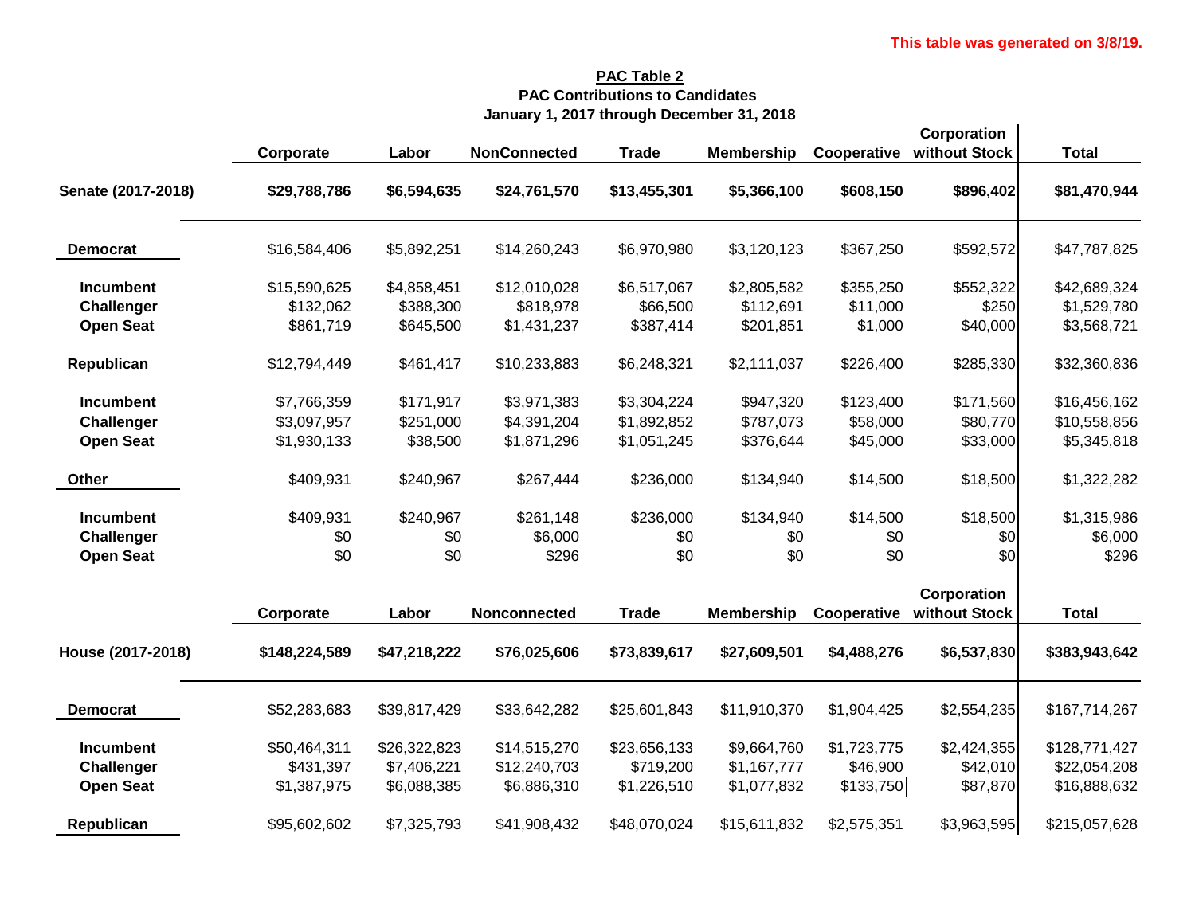This table was generated on 3/8/19.

**PAC Table 2**

**PAC Contributions to Candidates**

**January 1, 2017 through December 31, 2018**

| | Corporate | Labor | NonConnected | Trade | Membership | Cooperative | Corporation without Stock | Total |
|---|---|---|---|---|---|---|---|---|
| **Senate (2017-2018)** | **$29,788,786** | **$6,594,635** | **$24,761,570** | **$13,455,301** | **$5,366,100** | **$608,150** | **$896,402** | **$81,470,944** |
| **Democrat** | $16,584,406 | $5,892,251 | $14,260,243 | $6,970,980 | $3,120,123 | $367,250 | $592,572 | $47,787,825 |
| **Incumbent** | $15,590,625 | $4,858,451 | $12,010,028 | $6,517,067 | $2,805,582 | $355,250 | $552,322 | $42,689,324 |
| **Challenger** | $132,062 | $388,300 | $818,978 | $66,500 | $112,691 | $11,000 | $250 | $1,529,780 |
| **Open Seat** | $861,719 | $645,500 | $1,431,237 | $387,414 | $201,851 | $1,000 | $40,000 | $3,568,721 |
| **Republican** | $12,794,449 | $461,417 | $10,233,883 | $6,248,321 | $2,111,037 | $226,400 | $285,330 | $32,360,836 |
| **Incumbent** | $7,766,359 | $171,917 | $3,971,383 | $3,304,224 | $947,320 | $123,400 | $171,560 | $16,456,162 |
| **Challenger** | $3,097,957 | $251,000 | $4,391,204 | $1,892,852 | $787,073 | $58,000 | $80,770 | $10,558,856 |
| **Open Seat** | $1,930,133 | $38,500 | $1,871,296 | $1,051,245 | $376,644 | $45,000 | $33,000 | $5,345,818 |
| **Other** | $409,931 | $240,967 | $267,444 | $236,000 | $134,940 | $14,500 | $18,500 | $1,322,282 |
| **Incumbent** | $409,931 | $240,967 | $261,148 | $236,000 | $134,940 | $14,500 | $18,500 | $1,315,986 |
| **Challenger** | $0 | $0 | $6,000 | $0 | $0 | $0 | $0 | $6,000 |
| **Open Seat** | $0 | $0 | $296 | $0 | $0 | $0 | $0 | $296 |

| | Corporate | Labor | Nonconnected | Trade | Membership | Cooperative | Corporation without Stock | Total |
|---|---|---|---|---|---|---|---|---|
| **House (2017-2018)** | **$148,224,589** | **$47,218,222** | **$76,025,606** | **$73,839,617** | **$27,609,501** | **$4,488,276** | **$6,537,830** | **$383,943,642** |
| **Democrat** | $52,283,683 | $39,817,429 | $33,642,282 | $25,601,843 | $11,910,370 | $1,904,425 | $2,554,235 | $167,714,267 |
| **Incumbent** | $50,464,311 | $26,322,823 | $14,515,270 | $23,656,133 | $9,664,760 | $1,723,775 | $2,424,355 | $128,771,427 |
| **Challenger** | $431,397 | $7,406,221 | $12,240,703 | $719,200 | $1,167,777 | $46,900 | $42,010 | $22,054,208 |
| **Open Seat** | $1,387,975 | $6,088,385 | $6,886,310 | $1,226,510 | $1,077,832 | $133,750 | $87,870 | $16,888,632 |
| **Republican** | $95,602,602 | $7,325,793 | $41,908,432 | $48,070,024 | $15,611,832 | $2,575,351 | $3,963,595 | $215,057,628 |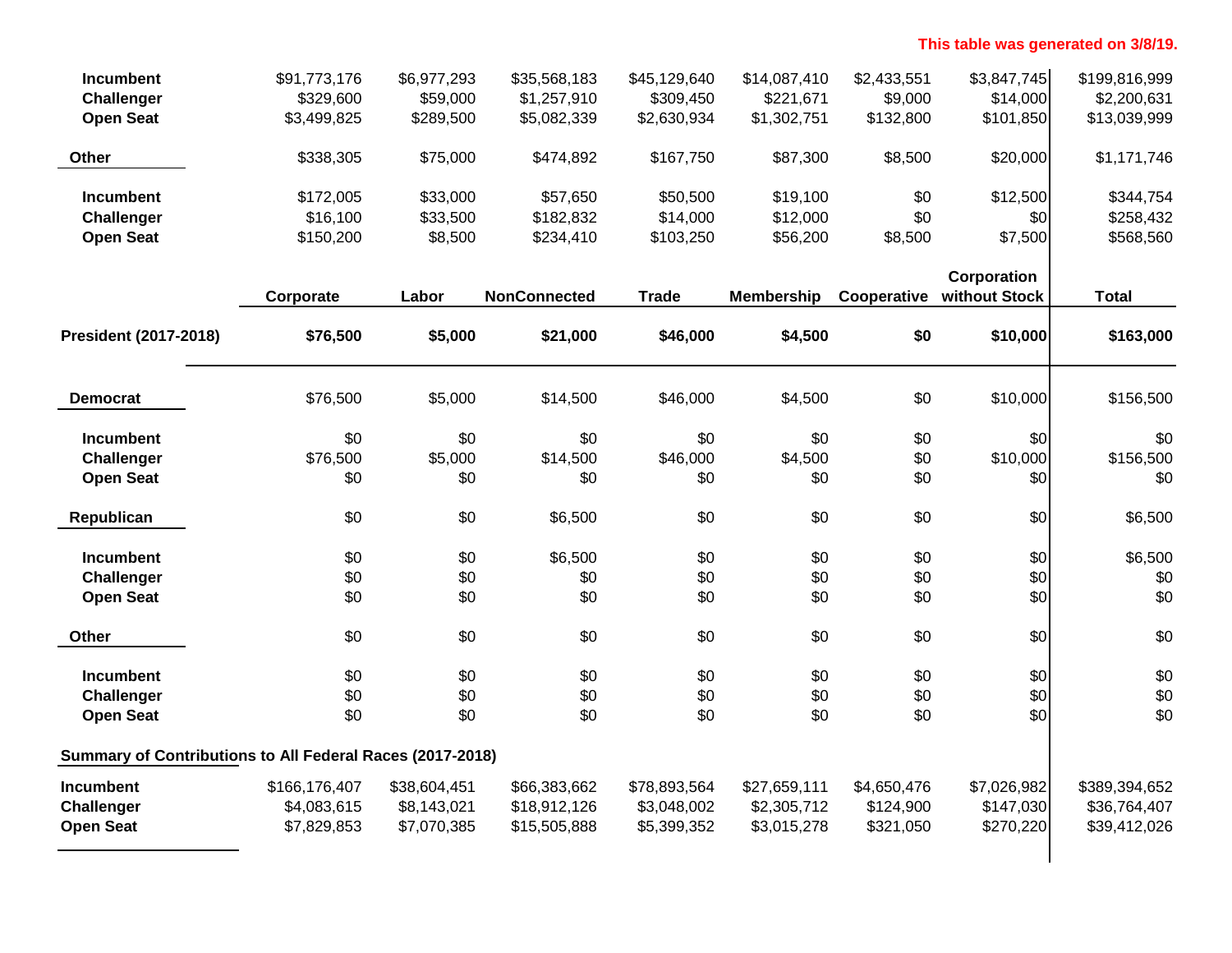This table was generated on 3/8/19.

| | Corporate | Labor | NonConnected | Trade | Membership | Cooperative | Corporation without Stock | Total |
|---|---|---|---|---|---|---|---|---|
| Incumbent | $91,773,176 | $6,977,293 | $35,568,183 | $45,129,640 | $14,087,410 | $2,433,551 | $3,847,745 | $199,816,999 |
| Challenger | $329,600 | $59,000 | $1,257,910 | $309,450 | $221,671 | $9,000 | $14,000 | $2,200,631 |
| Open Seat | $3,499,825 | $289,500 | $5,082,339 | $2,630,934 | $1,302,751 | $132,800 | $101,850 | $13,039,999 |
| **Other** | $338,305 | $75,000 | $474,892 | $167,750 | $87,300 | $8,500 | $20,000 | $1,171,746 |
| Incumbent | $172,005 | $33,000 | $57,650 | $50,500 | $19,100 | $0 | $12,500 | $344,754 |
| Challenger | $16,100 | $33,500 | $182,832 | $14,000 | $12,000 | $0 | $0 | $258,432 |
| Open Seat | $150,200 | $8,500 | $234,410 | $103,250 | $56,200 | $8,500 | $7,500 | $568,560 |

| | Corporate | Labor | NonConnected | Trade | Membership | Cooperative | Corporation without Stock | Total |
|---|---|---|---|---|---|---|---|---|
| **President (2017-2018)** | **$76,500** | **$5,000** | **$21,000** | **$46,000** | **$4,500** | **$0** | **$10,000** | **$163,000** |
| **Democrat** | $76,500 | $5,000 | $14,500 | $46,000 | $4,500 | $0 | $10,000 | $156,500 |
| Incumbent | $0 | $0 | $0 | $0 | $0 | $0 | $0 | $0 |
| Challenger | $76,500 | $5,000 | $14,500 | $46,000 | $4,500 | $0 | $10,000 | $156,500 |
| Open Seat | $0 | $0 | $0 | $0 | $0 | $0 | $0 | $0 |
| **Republican** | $0 | $0 | $6,500 | $0 | $0 | $0 | $0 | $6,500 |
| Incumbent | $0 | $0 | $6,500 | $0 | $0 | $0 | $0 | $6,500 |
| Challenger | $0 | $0 | $0 | $0 | $0 | $0 | $0 | $0 |
| Open Seat | $0 | $0 | $0 | $0 | $0 | $0 | $0 | $0 |
| **Other** | $0 | $0 | $0 | $0 | $0 | $0 | $0 | $0 |
| Incumbent | $0 | $0 | $0 | $0 | $0 | $0 | $0 | $0 |
| Challenger | $0 | $0 | $0 | $0 | $0 | $0 | $0 | $0 |
| Open Seat | $0 | $0 | $0 | $0 | $0 | $0 | $0 | $0 |

**Summary of Contributions to All Federal Races (2017-2018)**

| | Corporate | Labor | NonConnected | Trade | Membership | Cooperative | Corporation without Stock | Total |
|---|---|---|---|---|---|---|---|---|
| **Incumbent** | $166,176,407 | $38,604,451 | $66,383,662 | $78,893,564 | $27,659,111 | $4,650,476 | $7,026,982 | $389,394,652 |
| **Challenger** | $4,083,615 | $8,143,021 | $18,912,126 | $3,048,002 | $2,305,712 | $124,900 | $147,030 | $36,764,407 |
| **Open Seat** | $7,829,853 | $7,070,385 | $15,505,888 | $5,399,352 | $3,015,278 | $321,050 | $270,220 | $39,412,026 |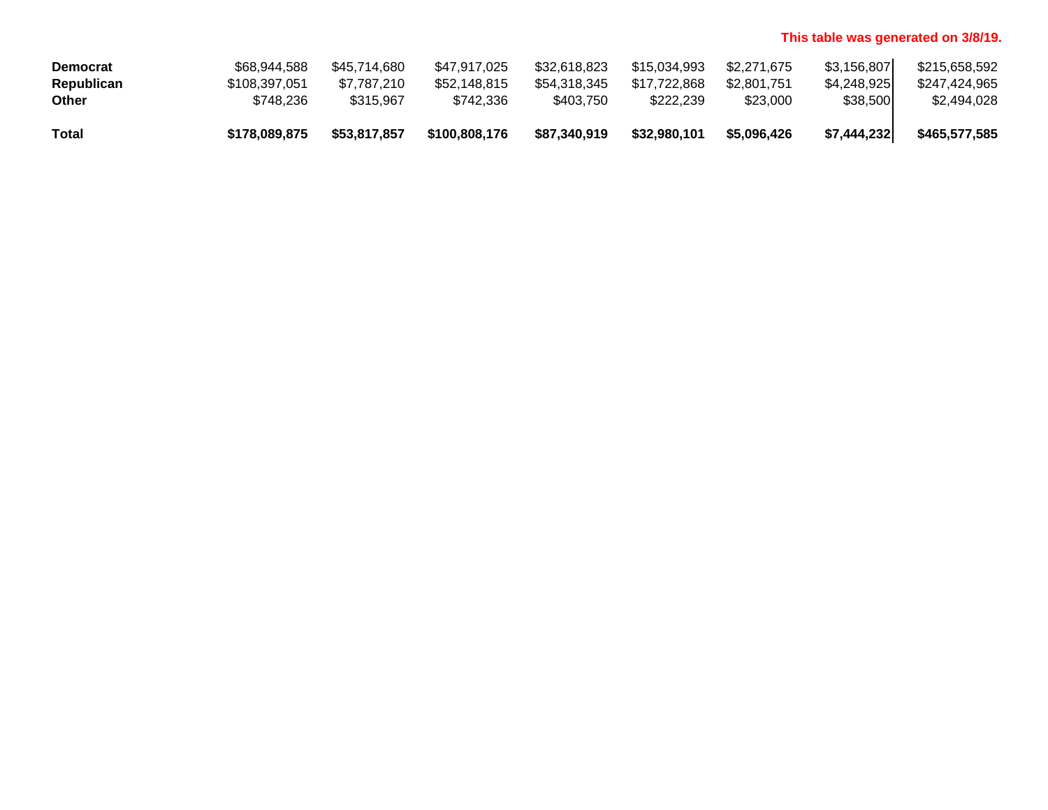**This table was generated on 3/8/19.**

| | | | | | | | | |
|---|---|---|---|---|---|---|---|---|
| **Democrat** | $68,944,588 | $45,714,680 | $47,917,025 | $32,618,823 | $15,034,993 | $2,271,675 | $3,156,807 | $215,658,592 |
| **Republican** | $108,397,051 | $7,787,210 | $52,148,815 | $54,318,345 | $17,722,868 | $2,801,751 | $4,248,925 | $247,424,965 |
| **Other** | $748,236 | $315,967 | $742,336 | $403,750 | $222,239 | $23,000 | $38,500 | $2,494,028 |
| **Total** | **$178,089,875** | **$53,817,857** | **$100,808,176** | **$87,340,919** | **$32,980,101** | **$5,096,426** | **$7,444,232** | **$465,577,585** |